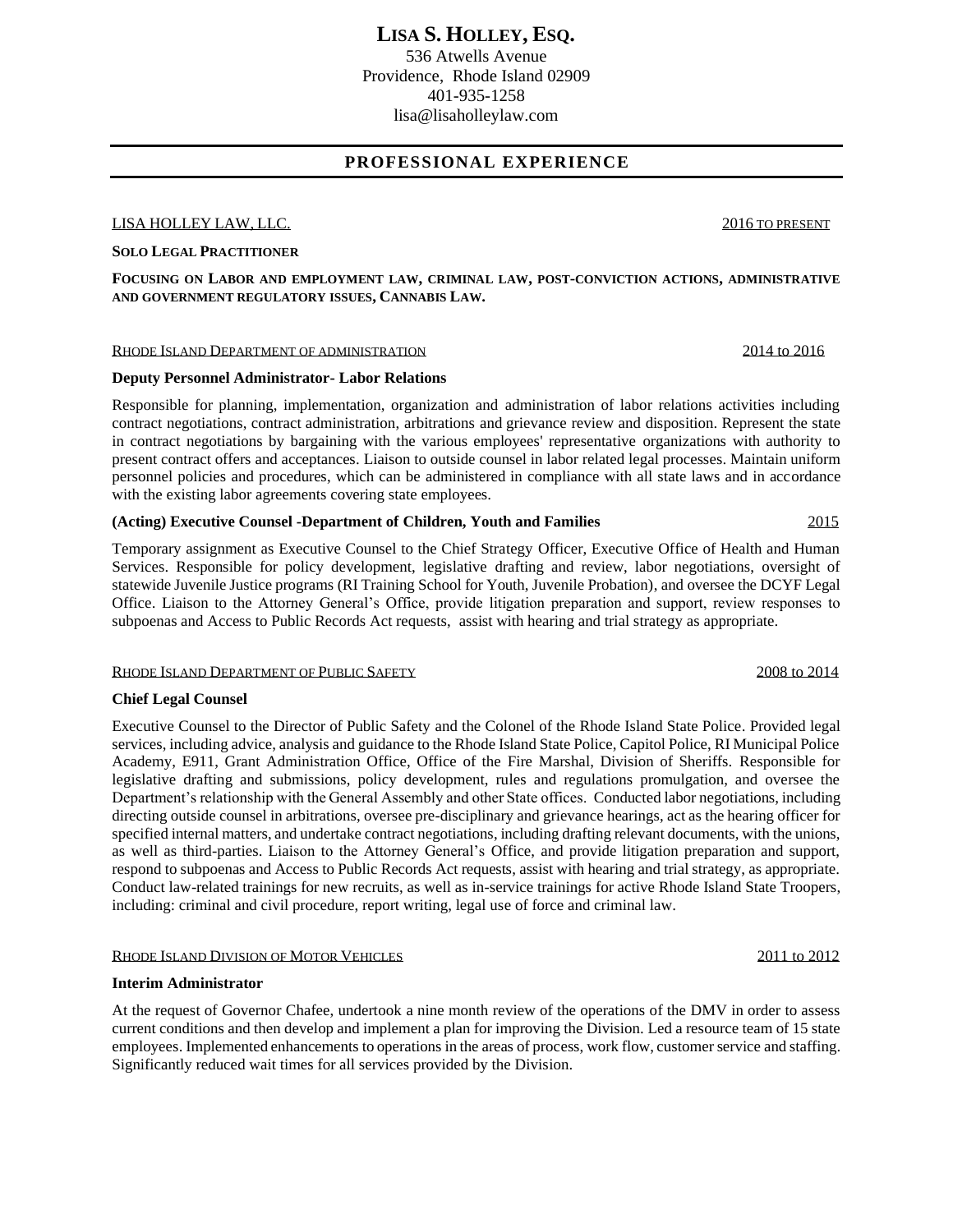# LISA S. HOLLEY, ESQ.

536 Atwells Avenue
Providence, Rhode Island 02909
401-935-1258
lisa@lisaholleylaw.com

## PROFESSIONAL EXPERIENCE

LISA HOLLEY LAW, LLC. — 2016 TO PRESENT

**SOLO LEGAL PRACTITIONER**

**FOCUSING ON LABOR AND EMPLOYMENT LAW, CRIMINAL LAW, POST-CONVICTION ACTIONS, ADMINISTRATIVE AND GOVERNMENT REGULATORY ISSUES, CANNABIS LAW.**

RHODE ISLAND DEPARTMENT OF ADMINISTRATION — 2014 to 2016

**Deputy Personnel Administrator- Labor Relations**

Responsible for planning, implementation, organization and administration of labor relations activities including contract negotiations, contract administration, arbitrations and grievance review and disposition. Represent the state in contract negotiations by bargaining with the various employees' representative organizations with authority to present contract offers and acceptances. Liaison to outside counsel in labor related legal processes. Maintain uniform personnel policies and procedures, which can be administered in compliance with all state laws and in accordance with the existing labor agreements covering state employees.

**(Acting) Executive Counsel -Department of Children, Youth and Families** — 2015

Temporary assignment as Executive Counsel to the Chief Strategy Officer, Executive Office of Health and Human Services. Responsible for policy development, legislative drafting and review, labor negotiations, oversight of statewide Juvenile Justice programs (RI Training School for Youth, Juvenile Probation), and oversee the DCYF Legal Office. Liaison to the Attorney General's Office, provide litigation preparation and support, review responses to subpoenas and Access to Public Records Act requests, assist with hearing and trial strategy as appropriate.

RHODE ISLAND DEPARTMENT OF PUBLIC SAFETY — 2008 to 2014

**Chief Legal Counsel**

Executive Counsel to the Director of Public Safety and the Colonel of the Rhode Island State Police. Provided legal services, including advice, analysis and guidance to the Rhode Island State Police, Capitol Police, RI Municipal Police Academy, E911, Grant Administration Office, Office of the Fire Marshal, Division of Sheriffs. Responsible for legislative drafting and submissions, policy development, rules and regulations promulgation, and oversee the Department's relationship with the General Assembly and other State offices. Conducted labor negotiations, including directing outside counsel in arbitrations, oversee pre-disciplinary and grievance hearings, act as the hearing officer for specified internal matters, and undertake contract negotiations, including drafting relevant documents, with the unions, as well as third-parties. Liaison to the Attorney General's Office, and provide litigation preparation and support, respond to subpoenas and Access to Public Records Act requests, assist with hearing and trial strategy, as appropriate. Conduct law-related trainings for new recruits, as well as in-service trainings for active Rhode Island State Troopers, including: criminal and civil procedure, report writing, legal use of force and criminal law.

RHODE ISLAND DIVISION OF MOTOR VEHICLES — 2011 to 2012

**Interim Administrator**

At the request of Governor Chafee, undertook a nine month review of the operations of the DMV in order to assess current conditions and then develop and implement a plan for improving the Division. Led a resource team of 15 state employees. Implemented enhancements to operations in the areas of process, work flow, customer service and staffing. Significantly reduced wait times for all services provided by the Division.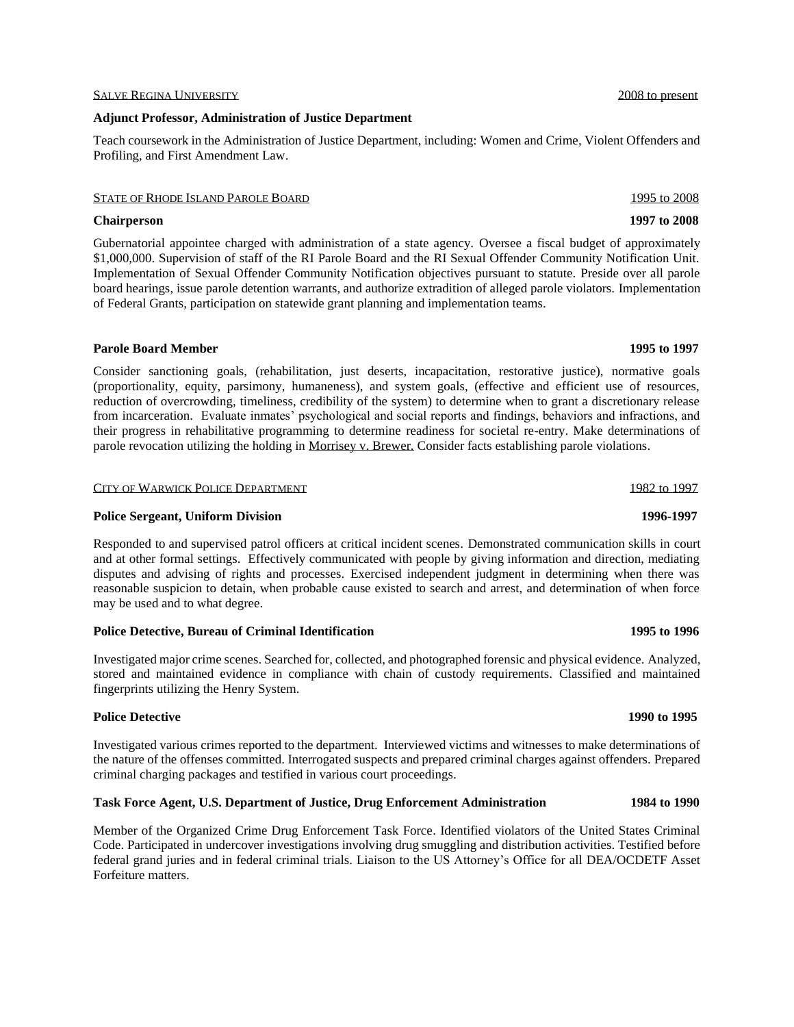SALVE REGINA UNIVERSITY 2008 to present

**Adjunct Professor, Administration of Justice Department**

Teach coursework in the Administration of Justice Department, including: Women and Crime, Violent Offenders and Profiling, and First Amendment Law.

STATE OF RHODE ISLAND PAROLE BOARD 1995 to 2008

**Chairperson** **1997 to 2008**

Gubernatorial appointee charged with administration of a state agency. Oversee a fiscal budget of approximately $1,000,000. Supervision of staff of the RI Parole Board and the RI Sexual Offender Community Notification Unit. Implementation of Sexual Offender Community Notification objectives pursuant to statute. Preside over all parole board hearings, issue parole detention warrants, and authorize extradition of alleged parole violators. Implementation of Federal Grants, participation on statewide grant planning and implementation teams.

**Parole Board Member** **1995 to 1997**

Consider sanctioning goals, (rehabilitation, just deserts, incapacitation, restorative justice), normative goals (proportionality, equity, parsimony, humaneness), and system goals, (effective and efficient use of resources, reduction of overcrowding, timeliness, credibility of the system) to determine when to grant a discretionary release from incarceration. Evaluate inmates' psychological and social reports and findings, behaviors and infractions, and their progress in rehabilitative programming to determine readiness for societal re-entry. Make determinations of parole revocation utilizing the holding in Morrisey v. Brewer. Consider facts establishing parole violations.

CITY OF WARWICK POLICE DEPARTMENT 1982 to 1997

**Police Sergeant, Uniform Division** **1996-1997**

Responded to and supervised patrol officers at critical incident scenes. Demonstrated communication skills in court and at other formal settings. Effectively communicated with people by giving information and direction, mediating disputes and advising of rights and processes. Exercised independent judgment in determining when there was reasonable suspicion to detain, when probable cause existed to search and arrest, and determination of when force may be used and to what degree.

**Police Detective, Bureau of Criminal Identification** **1995 to 1996**

Investigated major crime scenes. Searched for, collected, and photographed forensic and physical evidence. Analyzed, stored and maintained evidence in compliance with chain of custody requirements. Classified and maintained fingerprints utilizing the Henry System.

**Police Detective** **1990 to 1995**

Investigated various crimes reported to the department. Interviewed victims and witnesses to make determinations of the nature of the offenses committed. Interrogated suspects and prepared criminal charges against offenders. Prepared criminal charging packages and testified in various court proceedings.

**Task Force Agent, U.S. Department of Justice, Drug Enforcement Administration** **1984 to 1990**

Member of the Organized Crime Drug Enforcement Task Force. Identified violators of the United States Criminal Code. Participated in undercover investigations involving drug smuggling and distribution activities. Testified before federal grand juries and in federal criminal trials. Liaison to the US Attorney's Office for all DEA/OCDETF Asset Forfeiture matters.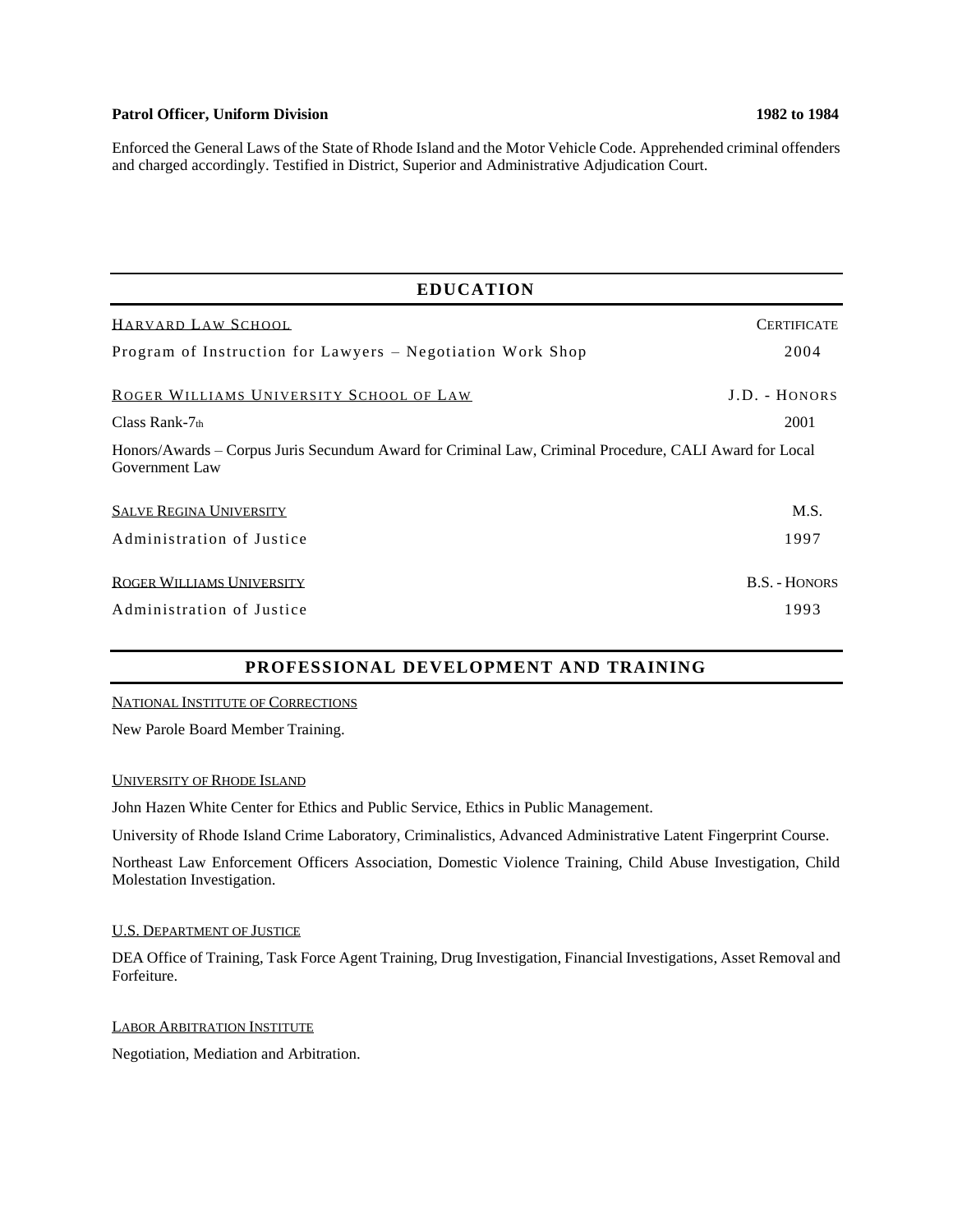**Patrol Officer, Uniform Division** **1982 to 1984**

Enforced the General Laws of the State of Rhode Island and the Motor Vehicle Code. Apprehended criminal offenders and charged accordingly. Testified in District, Superior and Administrative Adjudication Court.

## EDUCATION

HARVARD LAW SCHOOL — CERTIFICATE

Program of Instruction for Lawyers – Negotiation Work Shop — 2004

ROGER WILLIAMS UNIVERSITY SCHOOL OF LAW — J.D. - HONORS

Class Rank-7th — 2001

Honors/Awards – Corpus Juris Secundum Award for Criminal Law, Criminal Procedure, CALI Award for Local Government Law

SALVE REGINA UNIVERSITY — M.S.

Administration of Justice — 1997

ROGER WILLIAMS UNIVERSITY — B.S. - HONORS

Administration of Justice — 1993

## PROFESSIONAL DEVELOPMENT AND TRAINING

NATIONAL INSTITUTE OF CORRECTIONS

New Parole Board Member Training.

UNIVERSITY OF RHODE ISLAND

John Hazen White Center for Ethics and Public Service, Ethics in Public Management.

University of Rhode Island Crime Laboratory, Criminalistics, Advanced Administrative Latent Fingerprint Course.

Northeast Law Enforcement Officers Association, Domestic Violence Training, Child Abuse Investigation, Child Molestation Investigation.

U.S. DEPARTMENT OF JUSTICE

DEA Office of Training, Task Force Agent Training, Drug Investigation, Financial Investigations, Asset Removal and Forfeiture.

LABOR ARBITRATION INSTITUTE

Negotiation, Mediation and Arbitration.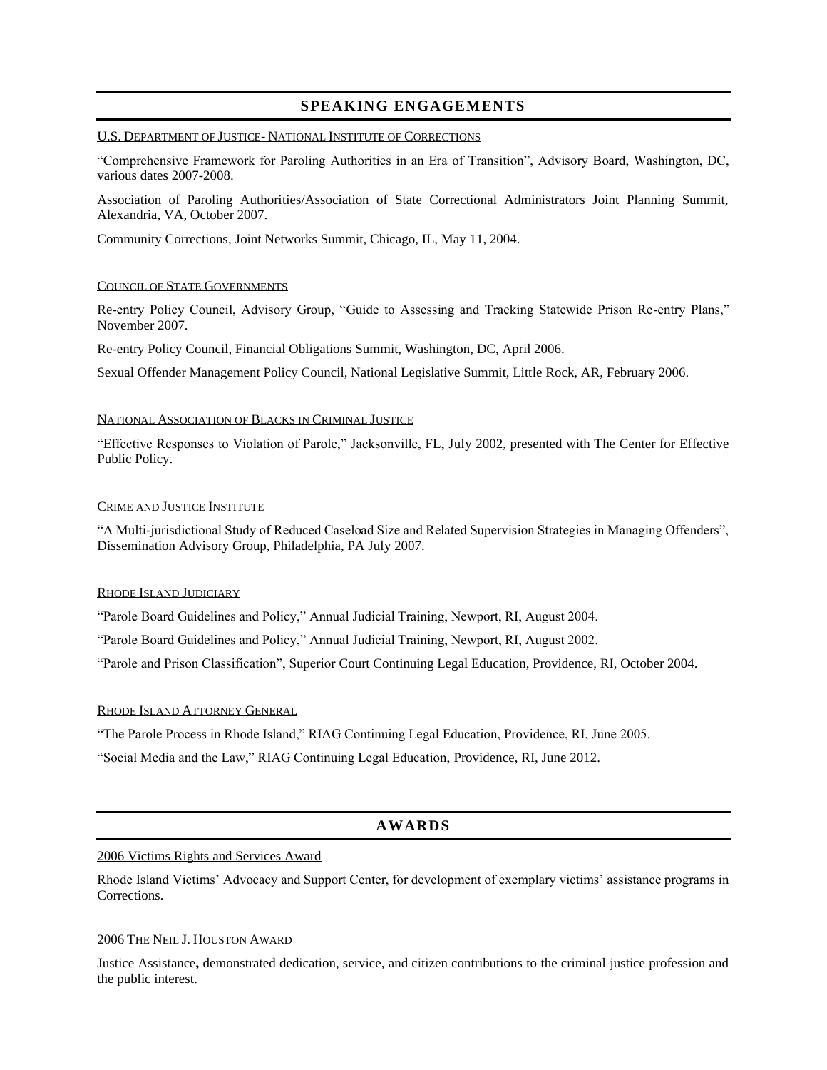## SPEAKING ENGAGEMENTS

U.S. DEPARTMENT OF JUSTICE- NATIONAL INSTITUTE OF CORRECTIONS

"Comprehensive Framework for Paroling Authorities in an Era of Transition", Advisory Board, Washington, DC, various dates 2007-2008.

Association of Paroling Authorities/Association of State Correctional Administrators Joint Planning Summit, Alexandria, VA, October 2007.

Community Corrections, Joint Networks Summit, Chicago, IL, May 11, 2004.

COUNCIL OF STATE GOVERNMENTS

Re-entry Policy Council, Advisory Group, "Guide to Assessing and Tracking Statewide Prison Re-entry Plans," November 2007.

Re-entry Policy Council, Financial Obligations Summit, Washington, DC, April 2006.

Sexual Offender Management Policy Council, National Legislative Summit, Little Rock, AR, February 2006.

NATIONAL ASSOCIATION OF BLACKS IN CRIMINAL JUSTICE

"Effective Responses to Violation of Parole," Jacksonville, FL, July 2002, presented with The Center for Effective Public Policy.

CRIME AND JUSTICE INSTITUTE

"A Multi-jurisdictional Study of Reduced Caseload Size and Related Supervision Strategies in Managing Offenders", Dissemination Advisory Group, Philadelphia, PA July 2007.

RHODE ISLAND JUDICIARY

"Parole Board Guidelines and Policy," Annual Judicial Training, Newport, RI, August 2004.

"Parole Board Guidelines and Policy," Annual Judicial Training, Newport, RI, August 2002.

"Parole and Prison Classification", Superior Court Continuing Legal Education, Providence, RI, October 2004.

RHODE ISLAND ATTORNEY GENERAL

"The Parole Process in Rhode Island," RIAG Continuing Legal Education, Providence, RI, June 2005.

"Social Media and the Law," RIAG Continuing Legal Education, Providence, RI, June 2012.

## AWARDS

2006 Victims Rights and Services Award

Rhode Island Victims' Advocacy and Support Center, for development of exemplary victims' assistance programs in Corrections.

2006 THE NEIL J. HOUSTON AWARD

Justice Assistance**,** demonstrated dedication, service, and citizen contributions to the criminal justice profession and the public interest.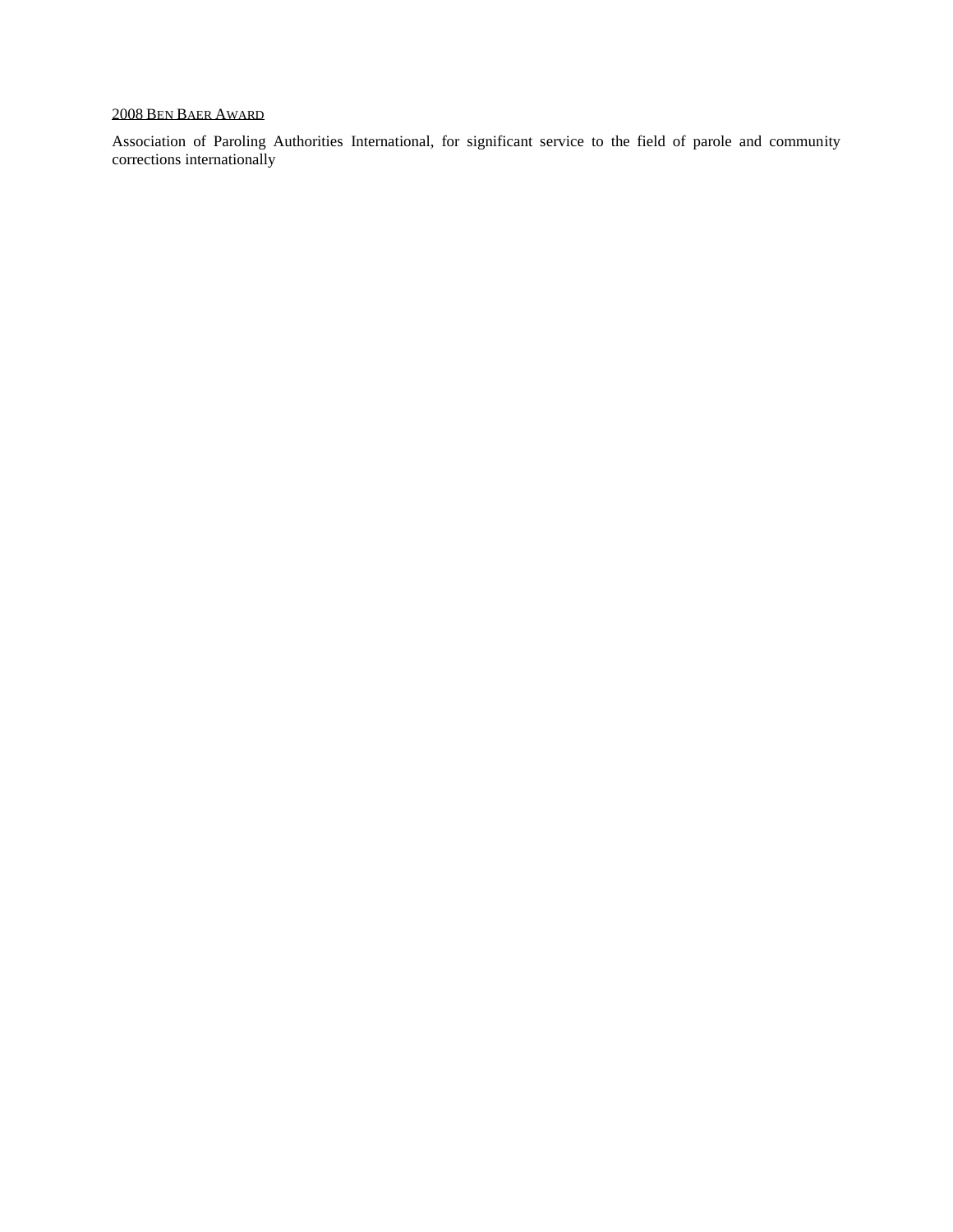2008 BEN BAER AWARD

Association of Paroling Authorities International, for significant service to the field of parole and community corrections internationally